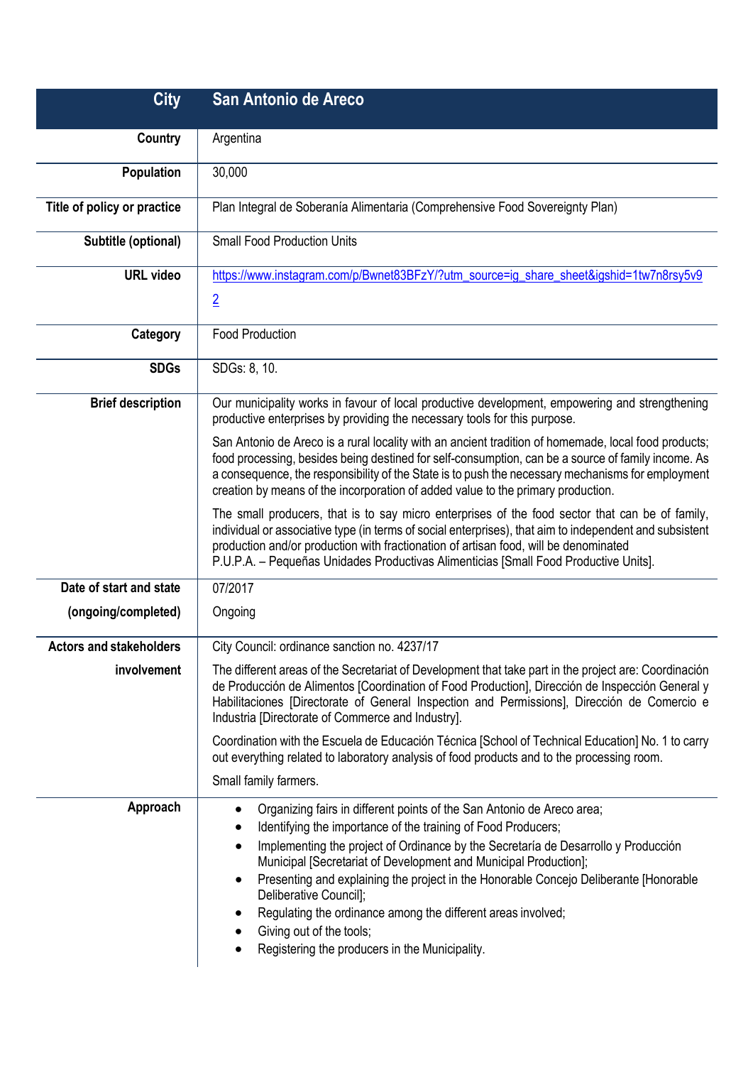| City | San Antonio de Areco |
|---|---|
| Country | Argentina |
| Population | 30,000 |
| Title of policy or practice | Plan Integral de Soberanía Alimentaria (Comprehensive Food Sovereignty Plan) |
| Subtitle (optional) | Small Food Production Units |
| URL video | https://www.instagram.com/p/Bwnet83BFzY/?utm_source=ig_share_sheet&igshid=1tw7n8rsy5v92 |
| Category | Food Production |
| SDGs | SDGs: 8, 10. |
| Brief description | Our municipality works in favour of local productive development, empowering and strengthening productive enterprises by providing the necessary tools for this purpose.<br><br>San Antonio de Areco is a rural locality with an ancient tradition of homemade, local food products; food processing, besides being destined for self-consumption, can be a source of family income. As a consequence, the responsibility of the State is to push the necessary mechanisms for employment creation by means of the incorporation of added value to the primary production.<br><br>The small producers, that is to say micro enterprises of the food sector that can be of family, individual or associative type (in terms of social enterprises), that aim to independent and subsistent production and/or production with fractionation of artisan food, will be denominated P.U.P.A. – Pequeñas Unidades Productivas Alimenticias [Small Food Productive Units]. |
| Date of start and state (ongoing/completed) | 07/2017<br><br>Ongoing |
| Actors and stakeholders involvement | City Council: ordinance sanction no. 4237/17<br><br>The different areas of the Secretariat of Development that take part in the project are: Coordinación de Producción de Alimentos [Coordination of Food Production], Dirección de Inspección General y Habilitaciones [Directorate of General Inspection and Permissions], Dirección de Comercio e Industria [Directorate of Commerce and Industry].<br><br>Coordination with the Escuela de Educación Técnica [School of Technical Education] No. 1 to carry out everything related to laboratory analysis of food products and to the processing room.<br><br>Small family farmers. |
| Approach | • Organizing fairs in different points of the San Antonio de Areco area;<br>• Identifying the importance of the training of Food Producers;<br>• Implementing the project of Ordinance by the Secretaría de Desarrollo y Producción Municipal [Secretariat of Development and Municipal Production];<br>• Presenting and explaining the project in the Honorable Concejo Deliberante [Honorable Deliberative Council];<br>• Regulating the ordinance among the different areas involved;<br>• Giving out of the tools;<br>• Registering the producers in the Municipality. |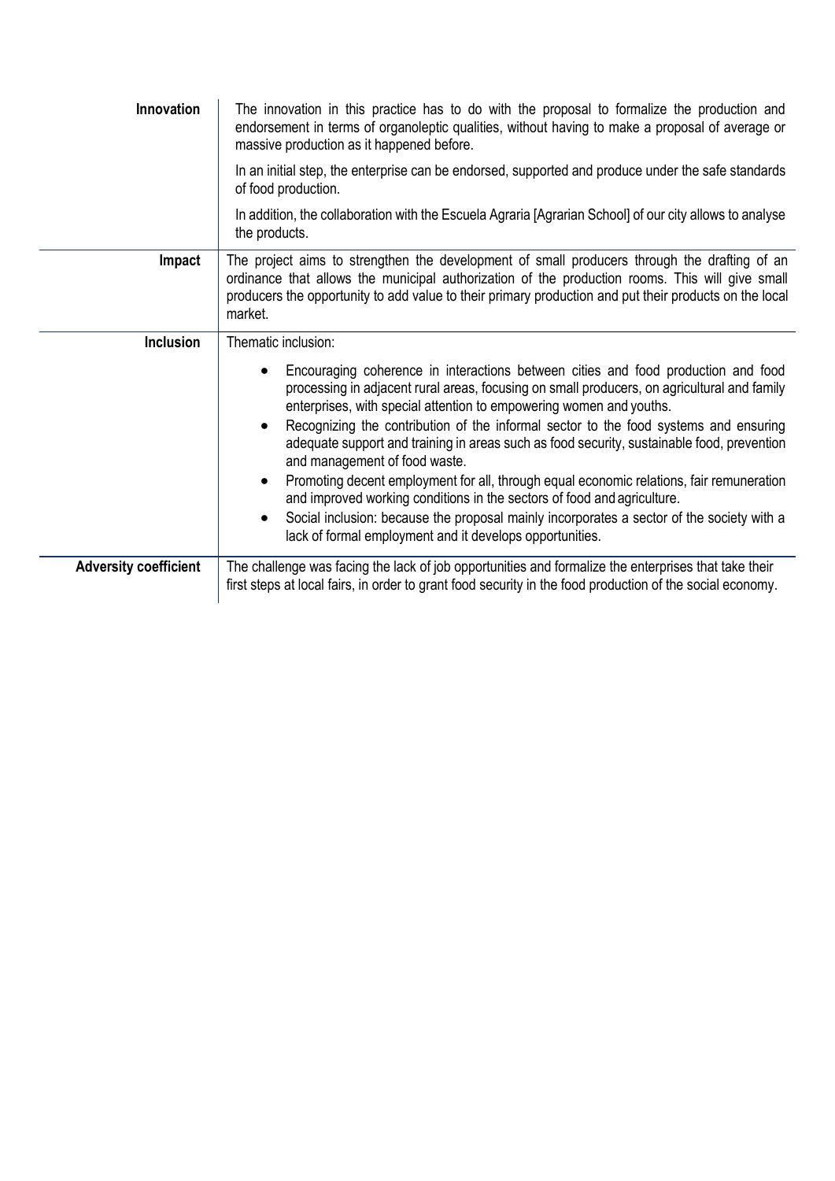| | |
|---|---|
| **Innovation** | The innovation in this practice has to do with the proposal to formalize the production and endorsement in terms of organoleptic qualities, without having to make a proposal of average or massive production as it happened before.<br><br>In an initial step, the enterprise can be endorsed, supported and produce under the safe standards of food production.<br><br>In addition, the collaboration with the Escuela Agraria [Agrarian School] of our city allows to analyse the products. |
| **Impact** | The project aims to strengthen the development of small producers through the drafting of an ordinance that allows the municipal authorization of the production rooms. This will give small producers the opportunity to add value to their primary production and put their products on the local market. |
| **Inclusion** | Thematic inclusion:<br><br>• Encouraging coherence in interactions between cities and food production and food processing in adjacent rural areas, focusing on small producers, on agricultural and family enterprises, with special attention to empowering women and youths.<br>• Recognizing the contribution of the informal sector to the food systems and ensuring adequate support and training in areas such as food security, sustainable food, prevention and management of food waste.<br>• Promoting decent employment for all, through equal economic relations, fair remuneration and improved working conditions in the sectors of food and agriculture.<br>• Social inclusion: because the proposal mainly incorporates a sector of the society with a lack of formal employment and it develops opportunities. |
| **Adversity coefficient** | The challenge was facing the lack of job opportunities and formalize the enterprises that take their first steps at local fairs, in order to grant food security in the food production of the social economy. |